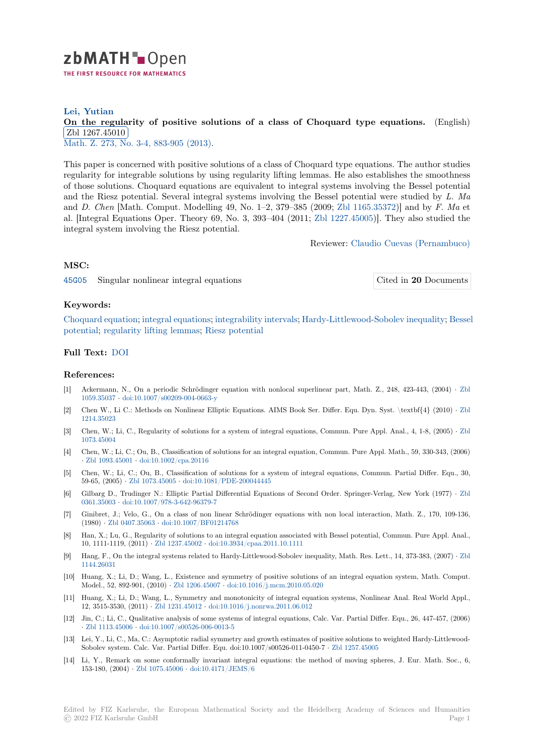**Lei, Yutian**

**On the regularity of positive solutions of a class of Choquard type equations.** (English) Zbl 1267.45010

Math. Z. 273, No. 3-4, 883-905 (2013).

This paper is concerned with positive solutions of a class of Choquard type equations. The author studies regularity for integrable solutions by using regularity lifting lemmas. He also establishes the smoothness of those solutions. Choquard equations are equivalent to integral systems involving the Bessel potential and the Riesz potential. Several integral systems involving the Bessel potential were studied by *L. Ma* and *D. Chen* [Math. Comput. Modelling 49, No. 1–2, 379–385 (2009; Zbl 1165.35372)] and by *F. Ma* et al. [Integral Equations Oper. Theory 69, No. 3, 393–404 (2011; Zbl 1227.45005)]. They also studied the integral system involving the Riesz potential.

Reviewer: Claudio Cuevas (Pernambuco)

## MSC:

45G05 Singular nonlinear integral equations

Cited in **20** Documents

## Keywords:

Choquard equation; integral equations; integrability intervals; Hardy-Littlewood-Sobolev inequality; Bessel potential; regularity lifting lemmas; Riesz potential

## Full Text:

DOI

## References:

[1] Ackermann, N., On a periodic Schrödinger equation with nonlocal superlinear part, Math. Z., 248, 423-443, (2004) · Zbl 1059.35037 · doi:10.1007/s00209-004-0663-y

[2] Chen W., Li C.: Methods on Nonlinear Elliptic Equations. AIMS Book Ser. Differ. Equ. Dyn. Syst. \textbf{4} (2010) · Zbl 1214.35023

[3] Chen, W.; Li, C., Regularity of solutions for a system of integral equations, Commun. Pure Appl. Anal., 4, 1-8, (2005) · Zbl 1073.45004

[4] Chen, W.; Li, C.; Ou, B., Classification of solutions for an integral equation, Commun. Pure Appl. Math., 59, 330-343, (2006) · Zbl 1093.45001 · doi:10.1002/cpa.20116

[5] Chen, W.; Li, C.; Ou, B., Classification of solutions for a system of integral equations, Commun. Partial Differ. Equ., 30, 59-65, (2005) · Zbl 1073.45005 · doi:10.1081/PDE-200044445

[6] Gilbarg D., Trudinger N.: Elliptic Partial Differential Equations of Second Order. Springer-Verlag, New York (1977) · Zbl 0361.35003 · doi:10.1007/978-3-642-96379-7

[7] Ginibret, J.; Velo, G., On a class of non linear Schrödinger equations with non local interaction, Math. Z., 170, 109-136, (1980) · Zbl 0407.35063 · doi:10.1007/BF01214768

[8] Han, X.; Lu, G., Regularity of solutions to an integral equation associated with Bessel potential, Commun. Pure Appl. Anal., 10, 1111-1119, (2011) · Zbl 1237.45002 · doi:10.3934/cpaa.2011.10.1111

[9] Hang, F., On the integral systems related to Hardy-Littlewood-Sobolev inequality, Math. Res. Lett., 14, 373-383, (2007) · Zbl 1144.26031

[10] Huang, X.; Li, D.; Wang, L., Existence and symmetry of positive solutions of an integral equation system, Math. Comput. Model., 52, 892-901, (2010) · Zbl 1206.45007 · doi:10.1016/j.mcm.2010.05.020

[11] Huang, X.; Li, D.; Wang, L., Symmetry and monotonicity of integral equation systems, Nonlinear Anal. Real World Appl., 12, 3515-3530, (2011) · Zbl 1231.45012 · doi:10.1016/j.nonrwa.2011.06.012

[12] Jin, C.; Li, C., Qualitative analysis of some systems of integral equations, Calc. Var. Partial Differ. Equ., 26, 447-457, (2006) · Zbl 1113.45006 · doi:10.1007/s00526-006-0013-5

[13] Lei, Y., Li, C., Ma, C.: Asymptotic radial symmetry and growth estimates of positive solutions to weighted Hardy-Littlewood-Sobolev system. Calc. Var. Partial Differ. Equ. doi:10.1007/s00526-011-0450-7 · Zbl 1257.45005

[14] Li, Y., Remark on some conformally invariant integral equations: the method of moving spheres, J. Eur. Math. Soc., 6, 153-180, (2004) · Zbl 1075.45006 · doi:10.4171/JEMS/6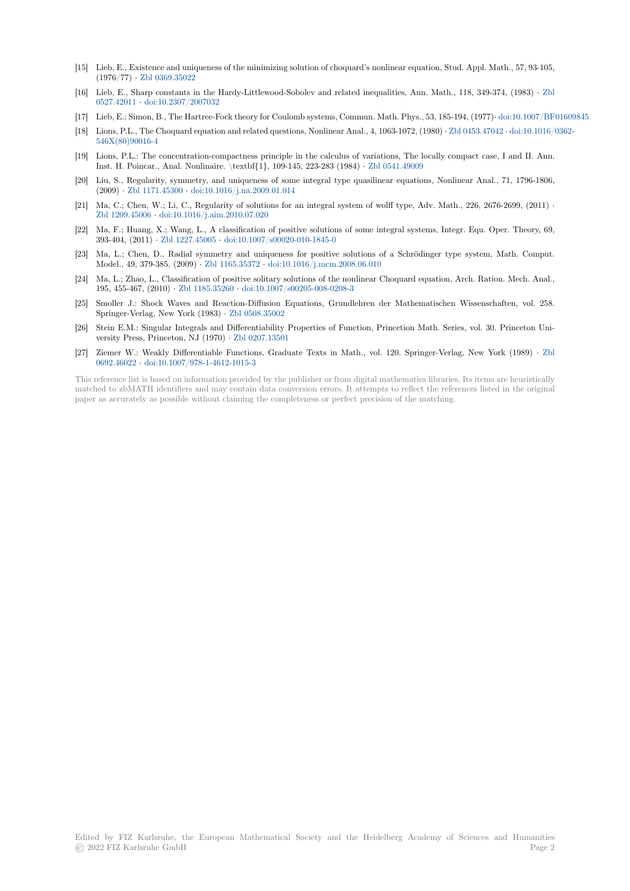[15] Lieb, E., Existence and uniqueness of the minimizing solution of choquard's nonlinear equation, Stud. Appl. Math., 57, 93-105, (1976/77) · Zbl 0369.35022

[16] Lieb, E., Sharp constants in the Hardy-Littlewood-Sobolev and related inequalities, Ann. Math., 118, 349-374, (1983) · Zbl 0527.42011 · doi:10.2307/2007032

[17] Lieb, E.; Simon, B., The Hartree-Fock theory for Coulomb systems, Commun. Math. Phys., 53, 185-194, (1977)· doi:10.1007/BF01609845

[18] Lions, P.L., The Choquard equation and related questions, Nonlinear Anal., 4, 1063-1072, (1980) · Zbl 0453.47042 · doi:10.1016/0362-546X(80)90016-4

[19] Lions, P.L.: The concentration-compactness principle in the calculus of variations, The locally compact case, I and II. Ann. Inst. H. Poincar., Anal. Nonlinaire. \textbf{1}, 109-145, 223-283 (1984) · Zbl 0541.49009

[20] Liu, S., Regularity, symmetry, and uniqueness of some integral type quasilinear equations, Nonlinear Anal., 71, 1796-1806, (2009) · Zbl 1171.45300 · doi:10.1016/j.na.2009.01.014

[21] Ma, C.; Chen, W.; Li, C., Regularity of solutions for an integral system of wolff type, Adv. Math., 226, 2676-2699, (2011) · Zbl 1209.45006 · doi:10.1016/j.aim.2010.07.020

[22] Ma, F.; Huang, X.; Wang, L., A classification of positive solutions of some integral systems, Integr. Equ. Oper. Theory, 69, 393-404, (2011) · Zbl 1227.45005 · doi:10.1007/s00020-010-1845-0

[23] Ma, L.; Chen, D., Radial symmetry and uniqueness for positive solutions of a Schrödinger type system, Math. Comput. Model., 49, 379-385, (2009) · Zbl 1165.35372 · doi:10.1016/j.mcm.2008.06.010

[24] Ma, L.; Zhao, L., Classification of positive solitary solutions of the nonlinear Choquard equation, Arch. Ration. Mech. Anal., 195, 455-467, (2010) · Zbl 1185.35260 · doi:10.1007/s00205-008-0208-3

[25] Smoller J.: Shock Waves and Reaction-Diffusion Equations, Grundlehren der Mathematischen Wissenschaften, vol. 258. Springer-Verlag, New York (1983) · Zbl 0508.35002

[26] Stein E.M.: Singular Integrals and Differentiability Properties of Function, Princetion Math. Series, vol. 30. Princeton University Press, Princeton, NJ (1970) · Zbl 0207.13501

[27] Ziemer W.: Weakly Differentiable Functions, Graduate Texts in Math., vol. 120. Springer-Verlag, New York (1989) · Zbl 0692.46022 · doi:10.1007/978-1-4612-1015-3

This reference list is based on information provided by the publisher or from digital mathematics libraries. Its items are heuristically matched to zbMATH identifiers and may contain data conversion errors. It attempts to reflect the references listed in the original paper as accurately as possible without claiming the completeness or perfect precision of the matching.